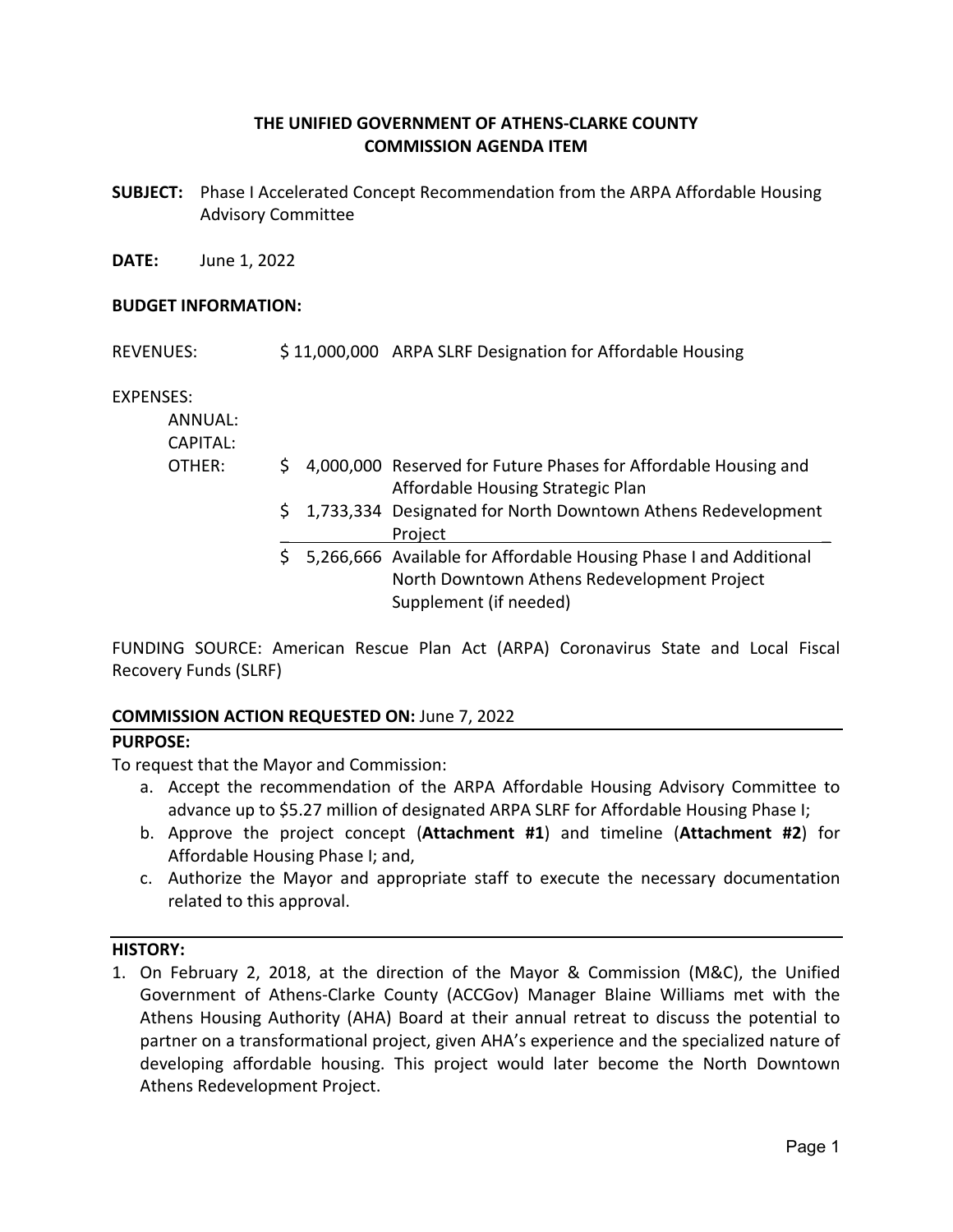**THE UNIFIED GOVERNMENT OF ATHENS-CLARKE COUNTY**
**COMMISSION AGENDA ITEM**

**SUBJECT:** Phase I Accelerated Concept Recommendation from the ARPA Affordable Housing Advisory Committee

**DATE:** June 1, 2022

**BUDGET INFORMATION:**

REVENUES: $ 11,000,000 ARPA SLRF Designation for Affordable Housing

EXPENSES:

ANNUAL:

CAPITAL:

OTHER:

| | | |
|---|---|---|
| $ | 4,000,000 | Reserved for Future Phases for Affordable Housing and Affordable Housing Strategic Plan |
| $ | 1,733,334 | Designated for North Downtown Athens Redevelopment Project |
| $ | 5,266,666 | Available for Affordable Housing Phase I and Additional North Downtown Athens Redevelopment Project Supplement (if needed) |

FUNDING SOURCE: American Rescue Plan Act (ARPA) Coronavirus State and Local Fiscal Recovery Funds (SLRF)

**COMMISSION ACTION REQUESTED ON:** June 7, 2022

**PURPOSE:**

To request that the Mayor and Commission:

a. Accept the recommendation of the ARPA Affordable Housing Advisory Committee to advance up to $5.27 million of designated ARPA SLRF for Affordable Housing Phase I;
b. Approve the project concept (**Attachment #1**) and timeline (**Attachment #2**) for Affordable Housing Phase I; and,
c. Authorize the Mayor and appropriate staff to execute the necessary documentation related to this approval.

**HISTORY:**

1. On February 2, 2018, at the direction of the Mayor & Commission (M&C), the Unified Government of Athens-Clarke County (ACCGov) Manager Blaine Williams met with the Athens Housing Authority (AHA) Board at their annual retreat to discuss the potential to partner on a transformational project, given AHA's experience and the specialized nature of developing affordable housing. This project would later become the North Downtown Athens Redevelopment Project.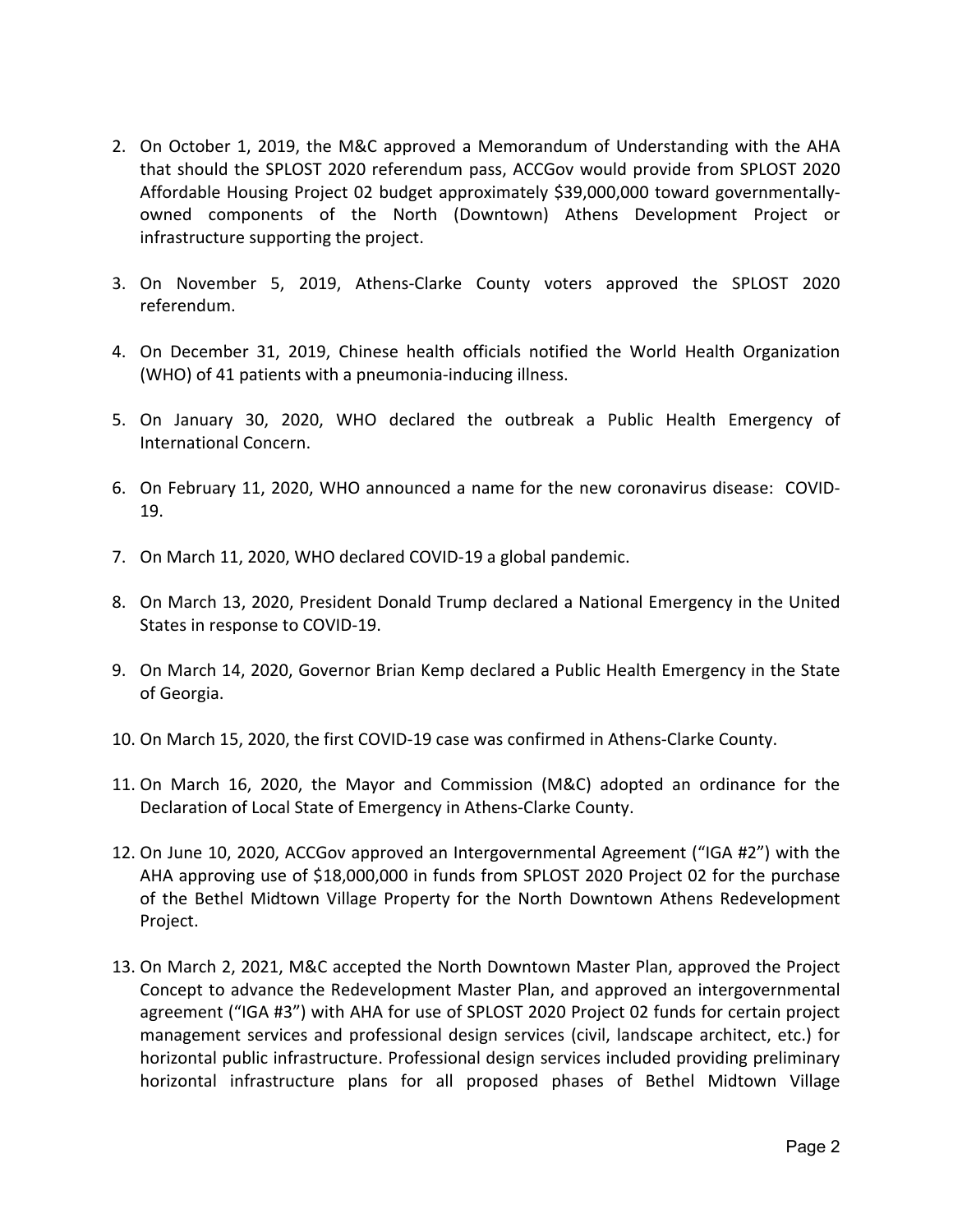2. On October 1, 2019, the M&C approved a Memorandum of Understanding with the AHA that should the SPLOST 2020 referendum pass, ACCGov would provide from SPLOST 2020 Affordable Housing Project 02 budget approximately $39,000,000 toward governmentally-owned components of the North (Downtown) Athens Development Project or infrastructure supporting the project.

3. On November 5, 2019, Athens-Clarke County voters approved the SPLOST 2020 referendum.

4. On December 31, 2019, Chinese health officials notified the World Health Organization (WHO) of 41 patients with a pneumonia-inducing illness.

5. On January 30, 2020, WHO declared the outbreak a Public Health Emergency of International Concern.

6. On February 11, 2020, WHO announced a name for the new coronavirus disease: COVID-19.

7. On March 11, 2020, WHO declared COVID-19 a global pandemic.

8. On March 13, 2020, President Donald Trump declared a National Emergency in the United States in response to COVID-19.

9. On March 14, 2020, Governor Brian Kemp declared a Public Health Emergency in the State of Georgia.

10. On March 15, 2020, the first COVID-19 case was confirmed in Athens-Clarke County.

11. On March 16, 2020, the Mayor and Commission (M&C) adopted an ordinance for the Declaration of Local State of Emergency in Athens-Clarke County.

12. On June 10, 2020, ACCGov approved an Intergovernmental Agreement ("IGA #2") with the AHA approving use of $18,000,000 in funds from SPLOST 2020 Project 02 for the purchase of the Bethel Midtown Village Property for the North Downtown Athens Redevelopment Project.

13. On March 2, 2021, M&C accepted the North Downtown Master Plan, approved the Project Concept to advance the Redevelopment Master Plan, and approved an intergovernmental agreement ("IGA #3") with AHA for use of SPLOST 2020 Project 02 funds for certain project management services and professional design services (civil, landscape architect, etc.) for horizontal public infrastructure. Professional design services included providing preliminary horizontal infrastructure plans for all proposed phases of Bethel Midtown Village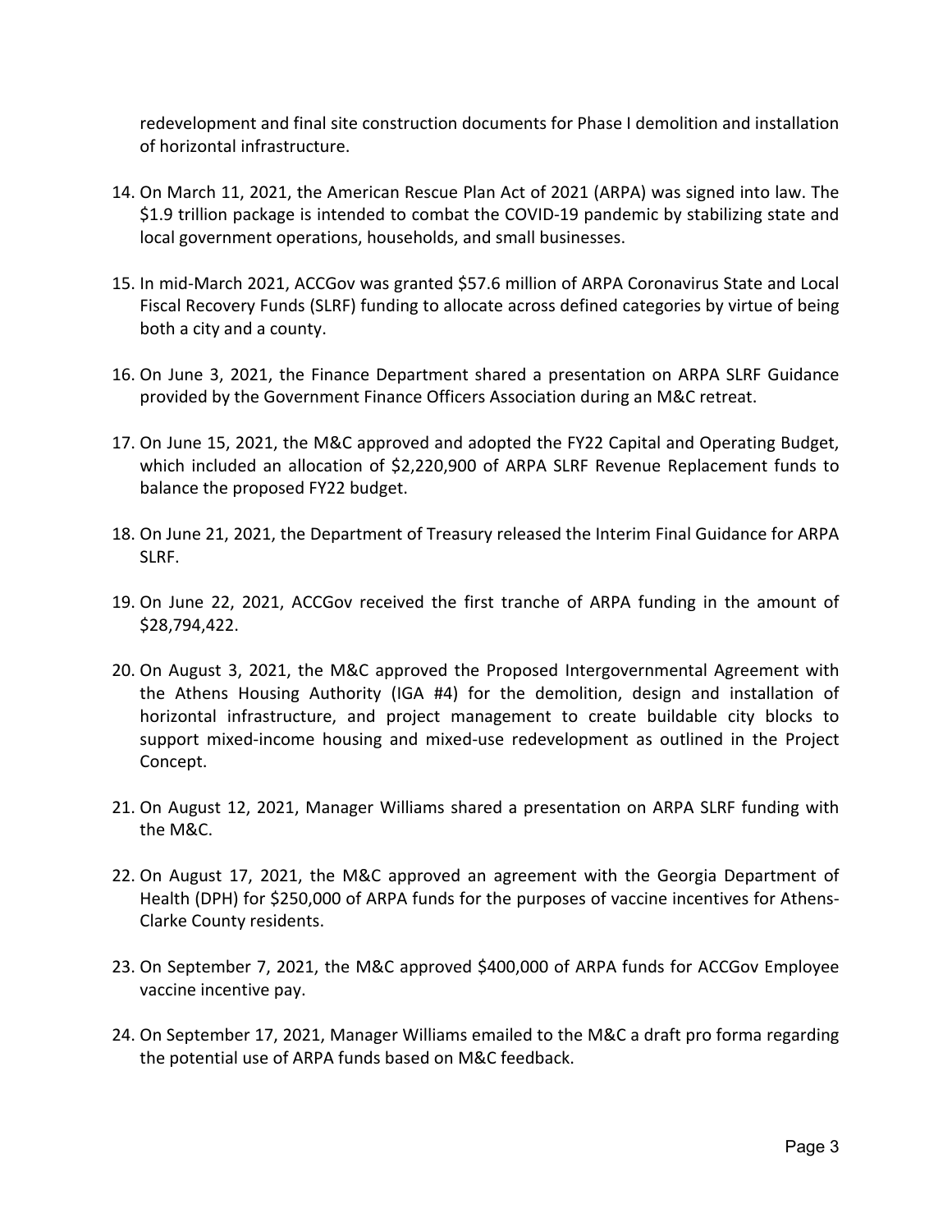redevelopment and final site construction documents for Phase I demolition and installation of horizontal infrastructure.

14. On March 11, 2021, the American Rescue Plan Act of 2021 (ARPA) was signed into law. The $1.9 trillion package is intended to combat the COVID-19 pandemic by stabilizing state and local government operations, households, and small businesses.

15. In mid-March 2021, ACCGov was granted $57.6 million of ARPA Coronavirus State and Local Fiscal Recovery Funds (SLRF) funding to allocate across defined categories by virtue of being both a city and a county.

16. On June 3, 2021, the Finance Department shared a presentation on ARPA SLRF Guidance provided by the Government Finance Officers Association during an M&C retreat.

17. On June 15, 2021, the M&C approved and adopted the FY22 Capital and Operating Budget, which included an allocation of $2,220,900 of ARPA SLRF Revenue Replacement funds to balance the proposed FY22 budget.

18. On June 21, 2021, the Department of Treasury released the Interim Final Guidance for ARPA SLRF.

19. On June 22, 2021, ACCGov received the first tranche of ARPA funding in the amount of $28,794,422.

20. On August 3, 2021, the M&C approved the Proposed Intergovernmental Agreement with the Athens Housing Authority (IGA #4) for the demolition, design and installation of horizontal infrastructure, and project management to create buildable city blocks to support mixed-income housing and mixed-use redevelopment as outlined in the Project Concept.

21. On August 12, 2021, Manager Williams shared a presentation on ARPA SLRF funding with the M&C.

22. On August 17, 2021, the M&C approved an agreement with the Georgia Department of Health (DPH) for $250,000 of ARPA funds for the purposes of vaccine incentives for Athens-Clarke County residents.

23. On September 7, 2021, the M&C approved $400,000 of ARPA funds for ACCGov Employee vaccine incentive pay.

24. On September 17, 2021, Manager Williams emailed to the M&C a draft pro forma regarding the potential use of ARPA funds based on M&C feedback.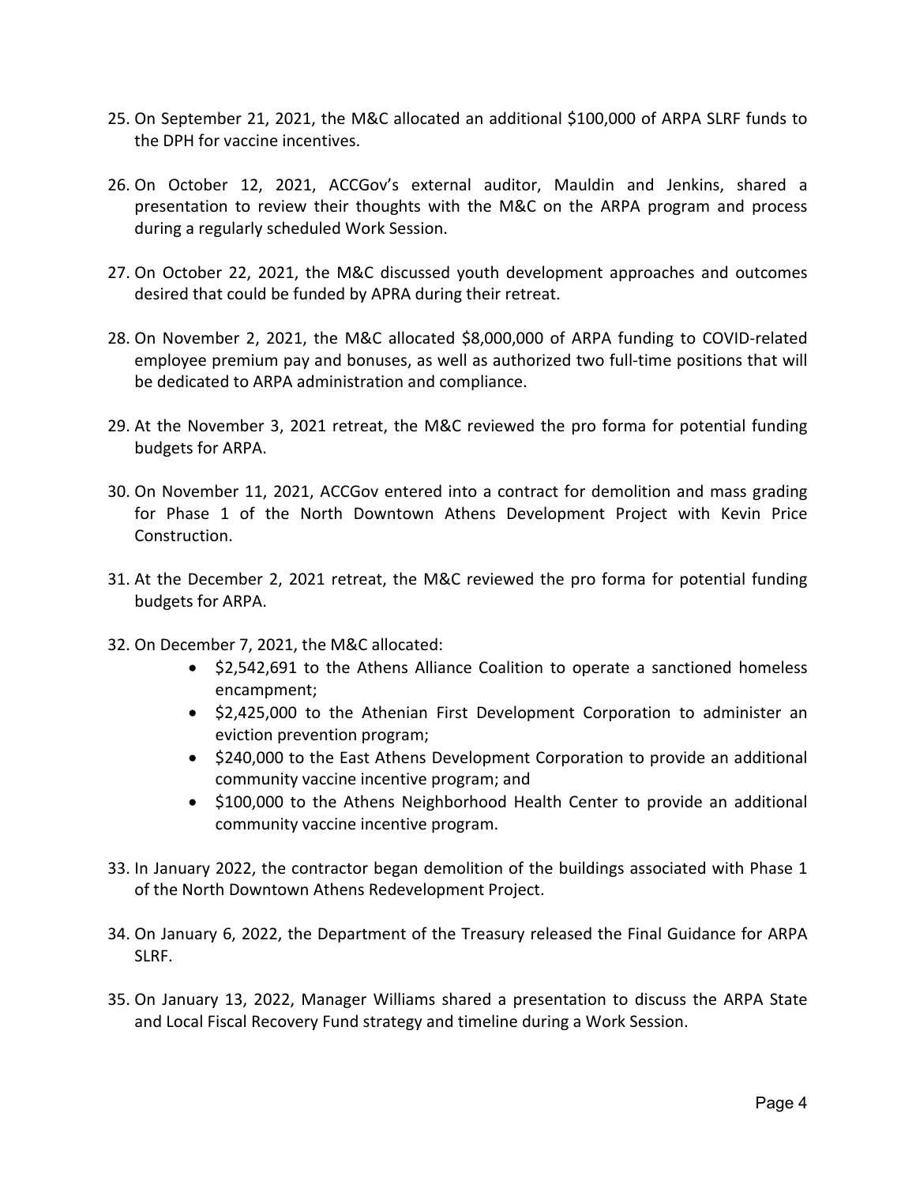25. On September 21, 2021, the M&C allocated an additional $100,000 of ARPA SLRF funds to the DPH for vaccine incentives.

26. On October 12, 2021, ACCGov's external auditor, Mauldin and Jenkins, shared a presentation to review their thoughts with the M&C on the ARPA program and process during a regularly scheduled Work Session.

27. On October 22, 2021, the M&C discussed youth development approaches and outcomes desired that could be funded by APRA during their retreat.

28. On November 2, 2021, the M&C allocated $8,000,000 of ARPA funding to COVID-related employee premium pay and bonuses, as well as authorized two full-time positions that will be dedicated to ARPA administration and compliance.

29. At the November 3, 2021 retreat, the M&C reviewed the pro forma for potential funding budgets for ARPA.

30. On November 11, 2021, ACCGov entered into a contract for demolition and mass grading for Phase 1 of the North Downtown Athens Development Project with Kevin Price Construction.

31. At the December 2, 2021 retreat, the M&C reviewed the pro forma for potential funding budgets for ARPA.

32. On December 7, 2021, the M&C allocated:
    - $2,542,691 to the Athens Alliance Coalition to operate a sanctioned homeless encampment;
    - $2,425,000 to the Athenian First Development Corporation to administer an eviction prevention program;
    - $240,000 to the East Athens Development Corporation to provide an additional community vaccine incentive program; and
    - $100,000 to the Athens Neighborhood Health Center to provide an additional community vaccine incentive program.

33. In January 2022, the contractor began demolition of the buildings associated with Phase 1 of the North Downtown Athens Redevelopment Project.

34. On January 6, 2022, the Department of the Treasury released the Final Guidance for ARPA SLRF.

35. On January 13, 2022, Manager Williams shared a presentation to discuss the ARPA State and Local Fiscal Recovery Fund strategy and timeline during a Work Session.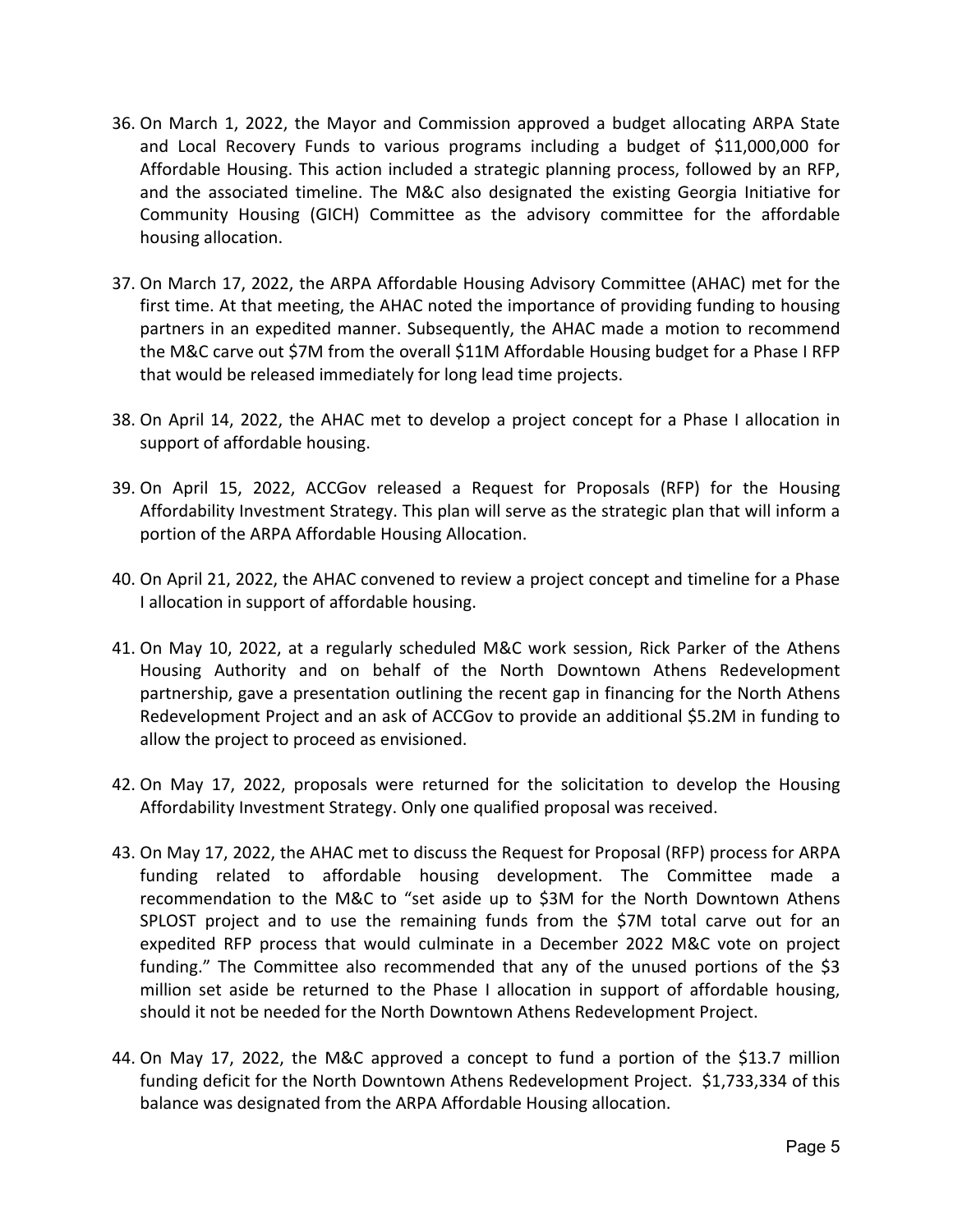36. On March 1, 2022, the Mayor and Commission approved a budget allocating ARPA State and Local Recovery Funds to various programs including a budget of $11,000,000 for Affordable Housing. This action included a strategic planning process, followed by an RFP, and the associated timeline. The M&C also designated the existing Georgia Initiative for Community Housing (GICH) Committee as the advisory committee for the affordable housing allocation.

37. On March 17, 2022, the ARPA Affordable Housing Advisory Committee (AHAC) met for the first time. At that meeting, the AHAC noted the importance of providing funding to housing partners in an expedited manner. Subsequently, the AHAC made a motion to recommend the M&C carve out $7M from the overall $11M Affordable Housing budget for a Phase I RFP that would be released immediately for long lead time projects.

38. On April 14, 2022, the AHAC met to develop a project concept for a Phase I allocation in support of affordable housing.

39. On April 15, 2022, ACCGov released a Request for Proposals (RFP) for the Housing Affordability Investment Strategy. This plan will serve as the strategic plan that will inform a portion of the ARPA Affordable Housing Allocation.

40. On April 21, 2022, the AHAC convened to review a project concept and timeline for a Phase I allocation in support of affordable housing.

41. On May 10, 2022, at a regularly scheduled M&C work session, Rick Parker of the Athens Housing Authority and on behalf of the North Downtown Athens Redevelopment partnership, gave a presentation outlining the recent gap in financing for the North Athens Redevelopment Project and an ask of ACCGov to provide an additional $5.2M in funding to allow the project to proceed as envisioned.

42. On May 17, 2022, proposals were returned for the solicitation to develop the Housing Affordability Investment Strategy. Only one qualified proposal was received.

43. On May 17, 2022, the AHAC met to discuss the Request for Proposal (RFP) process for ARPA funding related to affordable housing development. The Committee made a recommendation to the M&C to "set aside up to $3M for the North Downtown Athens SPLOST project and to use the remaining funds from the $7M total carve out for an expedited RFP process that would culminate in a December 2022 M&C vote on project funding." The Committee also recommended that any of the unused portions of the $3 million set aside be returned to the Phase I allocation in support of affordable housing, should it not be needed for the North Downtown Athens Redevelopment Project.

44. On May 17, 2022, the M&C approved a concept to fund a portion of the $13.7 million funding deficit for the North Downtown Athens Redevelopment Project. $1,733,334 of this balance was designated from the ARPA Affordable Housing allocation.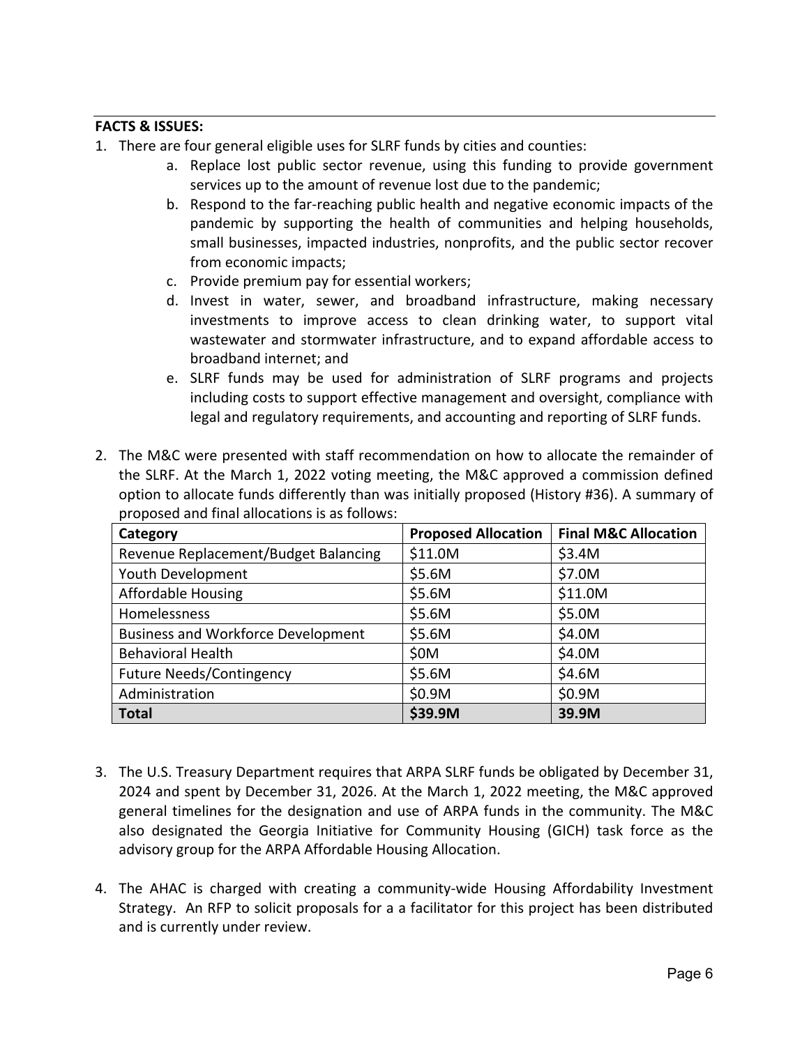**FACTS & ISSUES:**

1. There are four general eligible uses for SLRF funds by cities and counties:
    a. Replace lost public sector revenue, using this funding to provide government services up to the amount of revenue lost due to the pandemic;
    b. Respond to the far-reaching public health and negative economic impacts of the pandemic by supporting the health of communities and helping households, small businesses, impacted industries, nonprofits, and the public sector recover from economic impacts;
    c. Provide premium pay for essential workers;
    d. Invest in water, sewer, and broadband infrastructure, making necessary investments to improve access to clean drinking water, to support vital wastewater and stormwater infrastructure, and to expand affordable access to broadband internet; and
    e. SLRF funds may be used for administration of SLRF programs and projects including costs to support effective management and oversight, compliance with legal and regulatory requirements, and accounting and reporting of SLRF funds.

2. The M&C were presented with staff recommendation on how to allocate the remainder of the SLRF. At the March 1, 2022 voting meeting, the M&C approved a commission defined option to allocate funds differently than was initially proposed (History #36). A summary of proposed and final allocations is as follows:

| Category | Proposed Allocation | Final M&C Allocation |
|---|---|---|
| Revenue Replacement/Budget Balancing | $11.0M | $3.4M |
| Youth Development | $5.6M | $7.0M |
| Affordable Housing | $5.6M | $11.0M |
| Homelessness | $5.6M | $5.0M |
| Business and Workforce Development | $5.6M | $4.0M |
| Behavioral Health | $0M | $4.0M |
| Future Needs/Contingency | $5.6M | $4.6M |
| Administration | $0.9M | $0.9M |
| **Total** | **$39.9M** | **39.9M** |

3. The U.S. Treasury Department requires that ARPA SLRF funds be obligated by December 31, 2024 and spent by December 31, 2026. At the March 1, 2022 meeting, the M&C approved general timelines for the designation and use of ARPA funds in the community. The M&C also designated the Georgia Initiative for Community Housing (GICH) task force as the advisory group for the ARPA Affordable Housing Allocation.

4. The AHAC is charged with creating a community-wide Housing Affordability Investment Strategy. An RFP to solicit proposals for a a facilitator for this project has been distributed and is currently under review.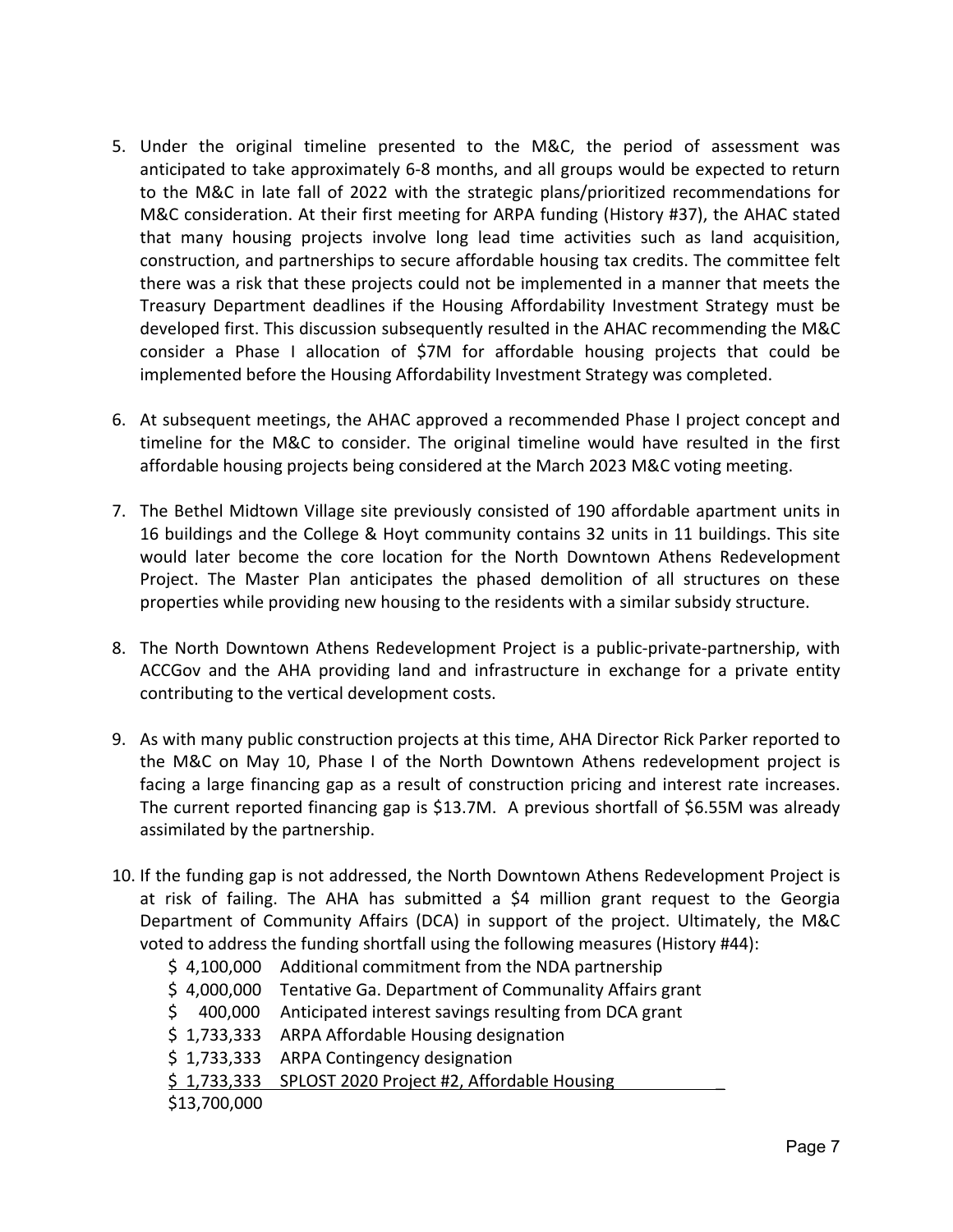5. Under the original timeline presented to the M&C, the period of assessment was anticipated to take approximately 6-8 months, and all groups would be expected to return to the M&C in late fall of 2022 with the strategic plans/prioritized recommendations for M&C consideration. At their first meeting for ARPA funding (History #37), the AHAC stated that many housing projects involve long lead time activities such as land acquisition, construction, and partnerships to secure affordable housing tax credits. The committee felt there was a risk that these projects could not be implemented in a manner that meets the Treasury Department deadlines if the Housing Affordability Investment Strategy must be developed first. This discussion subsequently resulted in the AHAC recommending the M&C consider a Phase I allocation of $7M for affordable housing projects that could be implemented before the Housing Affordability Investment Strategy was completed.

6. At subsequent meetings, the AHAC approved a recommended Phase I project concept and timeline for the M&C to consider. The original timeline would have resulted in the first affordable housing projects being considered at the March 2023 M&C voting meeting.

7. The Bethel Midtown Village site previously consisted of 190 affordable apartment units in 16 buildings and the College & Hoyt community contains 32 units in 11 buildings. This site would later become the core location for the North Downtown Athens Redevelopment Project. The Master Plan anticipates the phased demolition of all structures on these properties while providing new housing to the residents with a similar subsidy structure.

8. The North Downtown Athens Redevelopment Project is a public-private-partnership, with ACCGov and the AHA providing land and infrastructure in exchange for a private entity contributing to the vertical development costs.

9. As with many public construction projects at this time, AHA Director Rick Parker reported to the M&C on May 10, Phase I of the North Downtown Athens redevelopment project is facing a large financing gap as a result of construction pricing and interest rate increases. The current reported financing gap is $13.7M. A previous shortfall of $6.55M was already assimilated by the partnership.

10. If the funding gap is not addressed, the North Downtown Athens Redevelopment Project is at risk of failing. The AHA has submitted a $4 million grant request to the Georgia Department of Community Affairs (DCA) in support of the project. Ultimately, the M&C voted to address the funding shortfall using the following measures (History #44):

| Amount | Source |
|---|---|
| $ 4,100,000 | Additional commitment from the NDA partnership |
| $ 4,000,000 | Tentative Ga. Department of Communality Affairs grant |
| $ 400,000 | Anticipated interest savings resulting from DCA grant |
| $ 1,733,333 | ARPA Affordable Housing designation |
| $ 1,733,333 | ARPA Contingency designation |
| $ 1,733,333 | SPLOST 2020 Project #2, Affordable Housing |
| $13,700,000 | |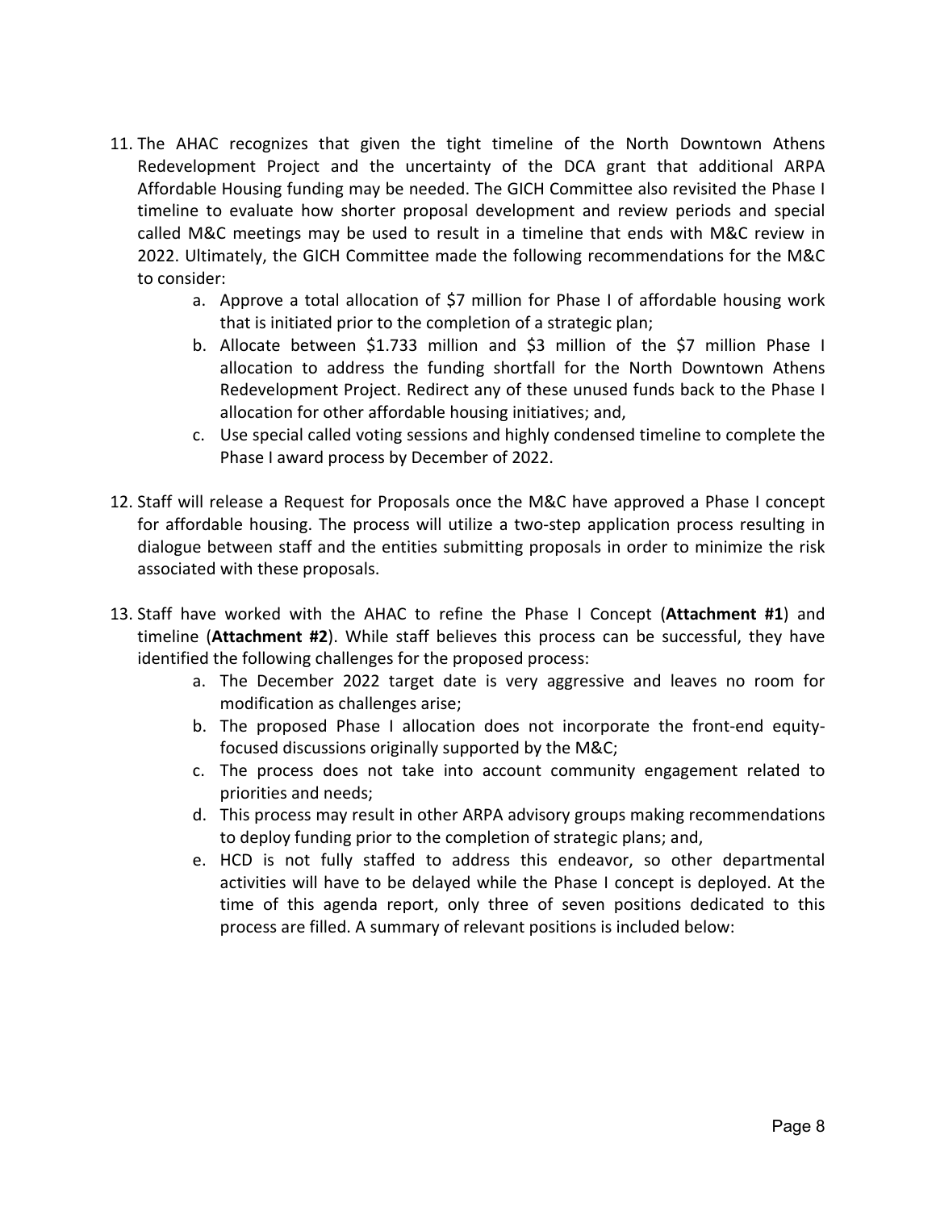11. The AHAC recognizes that given the tight timeline of the North Downtown Athens Redevelopment Project and the uncertainty of the DCA grant that additional ARPA Affordable Housing funding may be needed. The GICH Committee also revisited the Phase I timeline to evaluate how shorter proposal development and review periods and special called M&C meetings may be used to result in a timeline that ends with M&C review in 2022. Ultimately, the GICH Committee made the following recommendations for the M&C to consider:
    a. Approve a total allocation of $7 million for Phase I of affordable housing work that is initiated prior to the completion of a strategic plan;
    b. Allocate between $1.733 million and $3 million of the $7 million Phase I allocation to address the funding shortfall for the North Downtown Athens Redevelopment Project. Redirect any of these unused funds back to the Phase I allocation for other affordable housing initiatives; and,
    c. Use special called voting sessions and highly condensed timeline to complete the Phase I award process by December of 2022.

12. Staff will release a Request for Proposals once the M&C have approved a Phase I concept for affordable housing. The process will utilize a two-step application process resulting in dialogue between staff and the entities submitting proposals in order to minimize the risk associated with these proposals.

13. Staff have worked with the AHAC to refine the Phase I Concept (**Attachment #1**) and timeline (**Attachment #2**). While staff believes this process can be successful, they have identified the following challenges for the proposed process:
    a. The December 2022 target date is very aggressive and leaves no room for modification as challenges arise;
    b. The proposed Phase I allocation does not incorporate the front-end equity-focused discussions originally supported by the M&C;
    c. The process does not take into account community engagement related to priorities and needs;
    d. This process may result in other ARPA advisory groups making recommendations to deploy funding prior to the completion of strategic plans; and,
    e. HCD is not fully staffed to address this endeavor, so other departmental activities will have to be delayed while the Phase I concept is deployed. At the time of this agenda report, only three of seven positions dedicated to this process are filled. A summary of relevant positions is included below: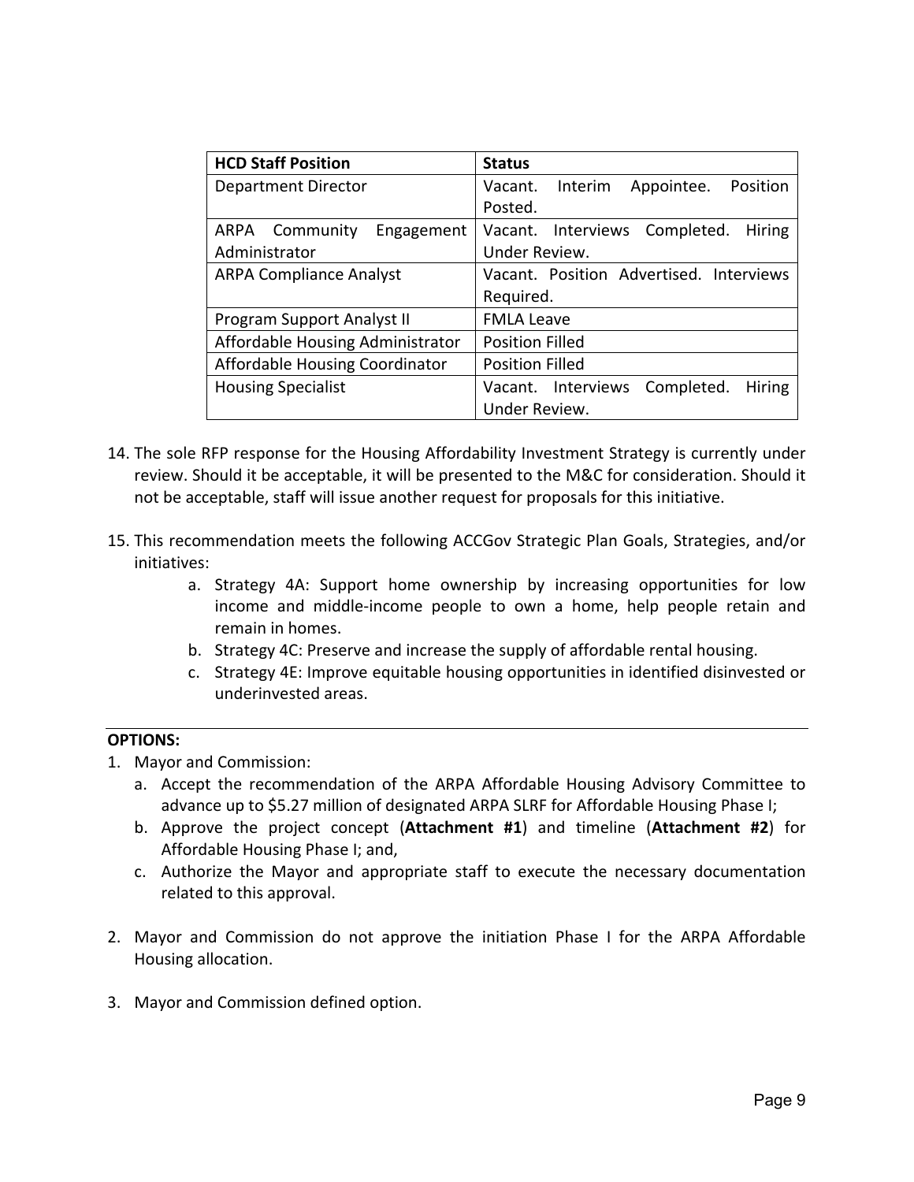| HCD Staff Position | Status |
| --- | --- |
| Department Director | Vacant. Interim Appointee. Position Posted. |
| ARPA Community Engagement Administrator | Vacant. Interviews Completed. Hiring Under Review. |
| ARPA Compliance Analyst | Vacant. Position Advertised. Interviews Required. |
| Program Support Analyst II | FMLA Leave |
| Affordable Housing Administrator | Position Filled |
| Affordable Housing Coordinator | Position Filled |
| Housing Specialist | Vacant. Interviews Completed. Hiring Under Review. |

14. The sole RFP response for the Housing Affordability Investment Strategy is currently under review. Should it be acceptable, it will be presented to the M&C for consideration. Should it not be acceptable, staff will issue another request for proposals for this initiative.

15. This recommendation meets the following ACCGov Strategic Plan Goals, Strategies, and/or initiatives:
    a. Strategy 4A: Support home ownership by increasing opportunities for low income and middle-income people to own a home, help people retain and remain in homes.
    b. Strategy 4C: Preserve and increase the supply of affordable rental housing.
    c. Strategy 4E: Improve equitable housing opportunities in identified disinvested or underinvested areas.

**OPTIONS:**

1. Mayor and Commission:
    a. Accept the recommendation of the ARPA Affordable Housing Advisory Committee to advance up to $5.27 million of designated ARPA SLRF for Affordable Housing Phase I;
    b. Approve the project concept (**Attachment #1**) and timeline (**Attachment #2**) for Affordable Housing Phase I; and,
    c. Authorize the Mayor and appropriate staff to execute the necessary documentation related to this approval.

2. Mayor and Commission do not approve the initiation Phase I for the ARPA Affordable Housing allocation.

3. Mayor and Commission defined option.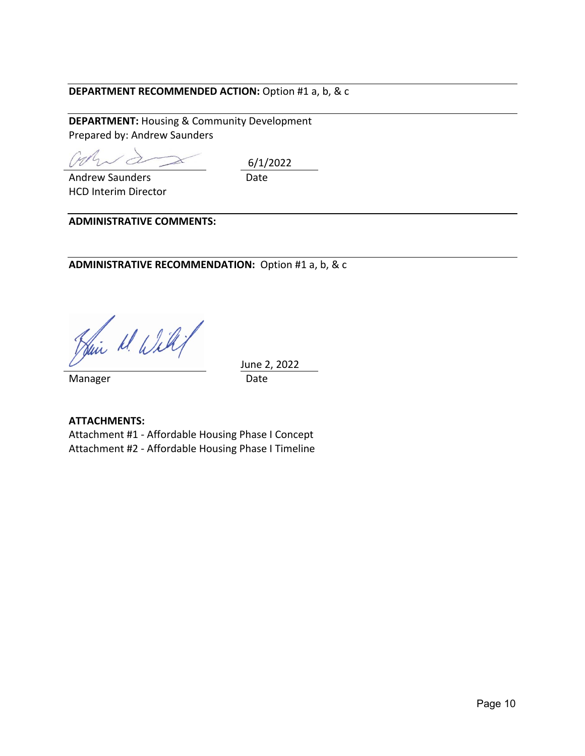**DEPARTMENT RECOMMENDED ACTION:** Option #1 a, b, & c

**DEPARTMENT:** Housing & Community Development
Prepared by: Andrew Saunders

Andrew Saunders — 6/1/2022
HCD Interim Director — Date

**ADMINISTRATIVE COMMENTS:**

**ADMINISTRATIVE RECOMMENDATION:** Option #1 a, b, & c

Manager — June 2, 2022
Date

**ATTACHMENTS:**
Attachment #1 - Affordable Housing Phase I Concept
Attachment #2 - Affordable Housing Phase I Timeline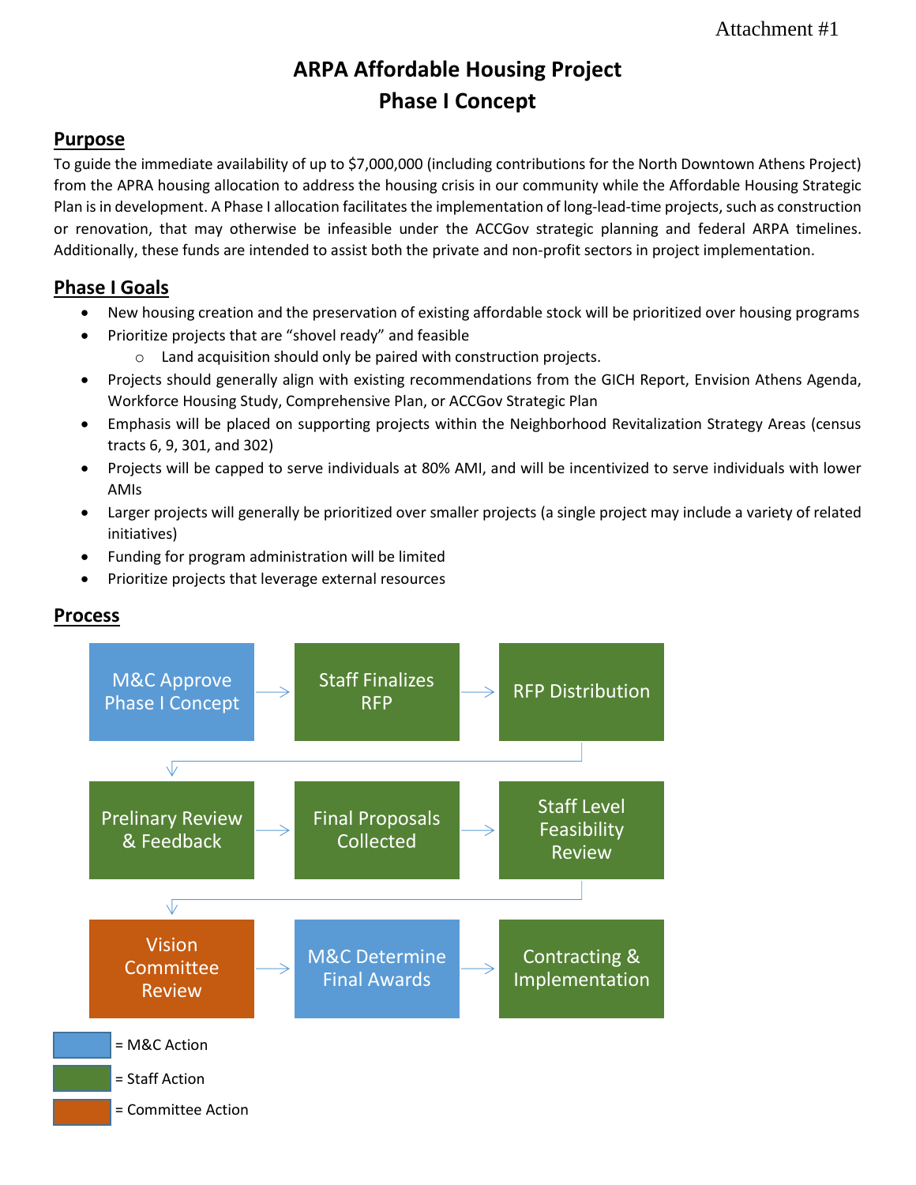Attachment #1

# ARPA Affordable Housing Project
# Phase I Concept

## Purpose

To guide the immediate availability of up to $7,000,000 (including contributions for the North Downtown Athens Project) from the APRA housing allocation to address the housing crisis in our community while the Affordable Housing Strategic Plan is in development. A Phase I allocation facilitates the implementation of long-lead-time projects, such as construction or renovation, that may otherwise be infeasible under the ACCGov strategic planning and federal ARPA timelines. Additionally, these funds are intended to assist both the private and non-profit sectors in project implementation.

## Phase I Goals

- New housing creation and the preservation of existing affordable stock will be prioritized over housing programs
- Prioritize projects that are "shovel ready" and feasible
  - Land acquisition should only be paired with construction projects.
- Projects should generally align with existing recommendations from the GICH Report, Envision Athens Agenda, Workforce Housing Study, Comprehensive Plan, or ACCGov Strategic Plan
- Emphasis will be placed on supporting projects within the Neighborhood Revitalization Strategy Areas (census tracts 6, 9, 301, and 302)
- Projects will be capped to serve individuals at 80% AMI, and will be incentivized to serve individuals with lower AMIs
- Larger projects will generally be prioritized over smaller projects (a single project may include a variety of related initiatives)
- Funding for program administration will be limited
- Prioritize projects that leverage external resources

## Process

M&C Approve Phase I Concept → Staff Finalizes RFP → RFP Distribution → Prelinary Review & Feedback → Final Proposals Collected → Staff Level Feasibility Review → Vision Committee Review → M&C Determine Final Awards → Contracting & Implementation

= M&C Action (M&C Approve Phase I Concept; M&C Determine Final Awards)

= Staff Action (Staff Finalizes RFP; RFP Distribution; Prelinary Review & Feedback; Final Proposals Collected; Staff Level Feasibility Review; Contracting & Implementation)

= Committee Action (Vision Committee Review)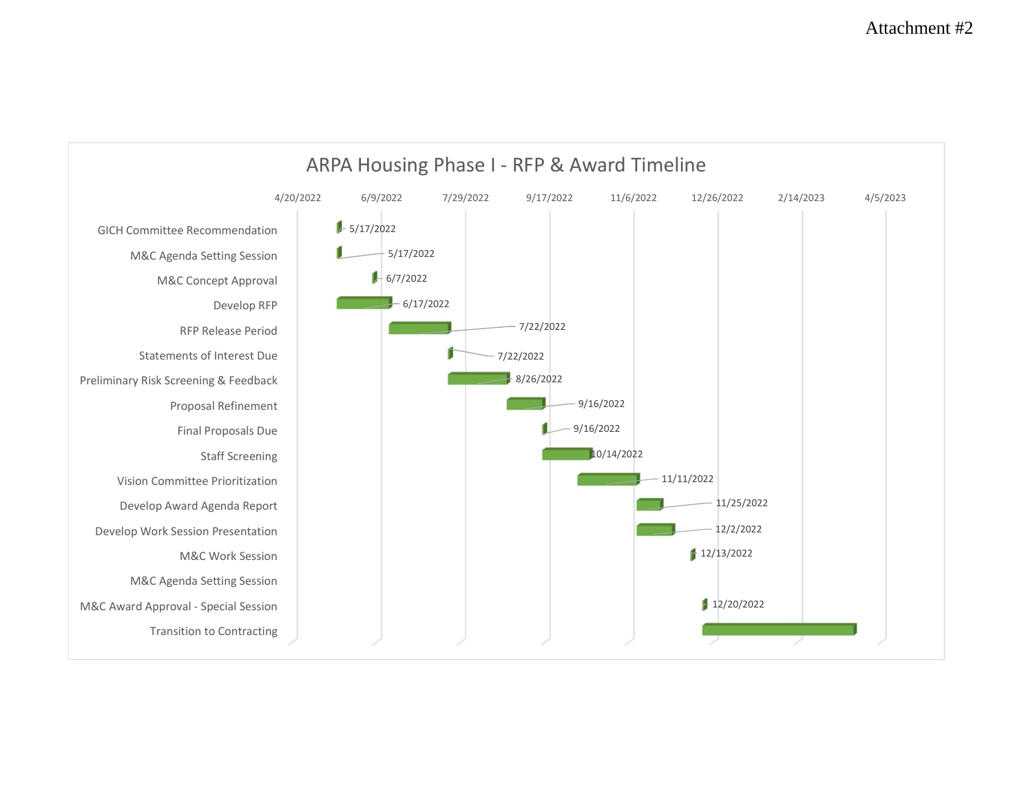Attachment #2

ARPA Housing Phase I - RFP & Award Timeline

4/20/2022
6/9/2022
7/29/2022
9/17/2022
11/6/2022
12/26/2022
2/14/2023
4/5/2023

GICH Committee Recommendation
5/17/2022

M&C Agenda Setting Session
5/17/2022

M&C Concept Approval
6/7/2022

Develop RFP
6/17/2022

RFP Release Period
7/22/2022

Statements of Interest Due
7/22/2022

Preliminary Risk Screening & Feedback
8/26/2022

Proposal Refinement
9/16/2022

Final Proposals Due
9/16/2022

Staff Screening
10/14/2022

Vision Committee Prioritization
11/11/2022

Develop Award Agenda Report
11/25/2022

Develop Work Session Presentation
12/2/2022

M&C Work Session
12/13/2022

M&C Agenda Setting Session

M&C Award Approval - Special Session
12/20/2022

Transition to Contracting